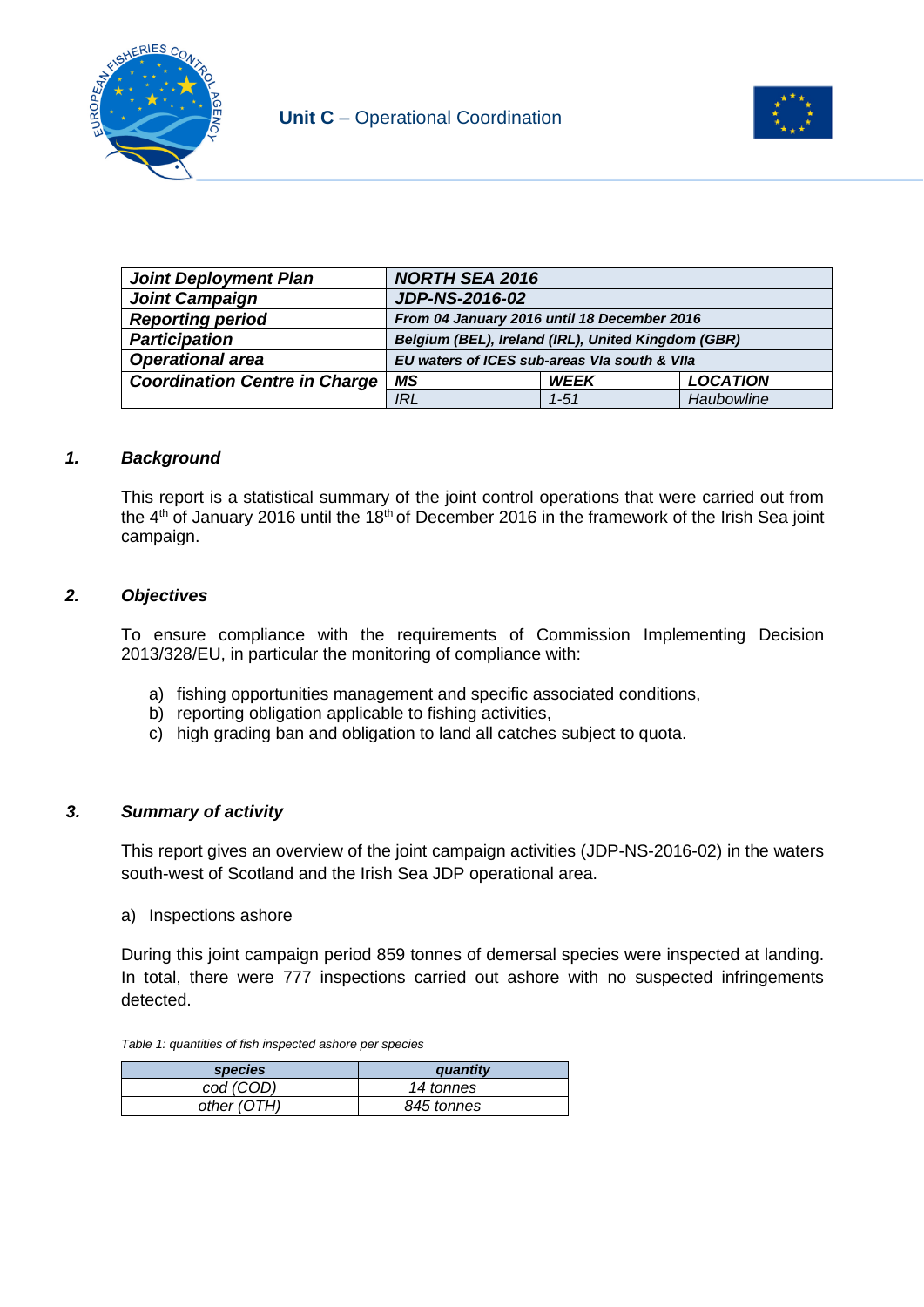Unit C – Operational Coordination

| Joint Deployment Plan | NORTH SEA 2016 | | |
|---|---|---|---|
| Joint Campaign | JDP-NS-2016-02 | | |
| Reporting period | From 04 January 2016 until 18 December 2016 | | |
| Participation | Belgium (BEL), Ireland (IRL), United Kingdom (GBR) | | |
| Operational area | EU waters of ICES sub-areas VIa south & VIIa | | |
| Coordination Centre in Charge | MS | WEEK | LOCATION |
| | IRL | 1-51 | Haubowline |

### 1. *Background*

This report is a statistical summary of the joint control operations that were carried out from the 4th of January 2016 until the 18th of December 2016 in the framework of the Irish Sea joint campaign.

### 2. *Objectives*

To ensure compliance with the requirements of Commission Implementing Decision 2013/328/EU, in particular the monitoring of compliance with:

a) fishing opportunities management and specific associated conditions,
b) reporting obligation applicable to fishing activities,
c) high grading ban and obligation to land all catches subject to quota.

### 3. *Summary of activity*

This report gives an overview of the joint campaign activities (JDP-NS-2016-02) in the waters south-west of Scotland and the Irish Sea JDP operational area.

a) Inspections ashore

During this joint campaign period 859 tonnes of demersal species were inspected at landing. In total, there were 777 inspections carried out ashore with no suspected infringements detected.

*Table 1: quantities of fish inspected ashore per species*

| species | quantity |
|---|---|
| cod (COD) | 14 tonnes |
| other (OTH) | 845 tonnes |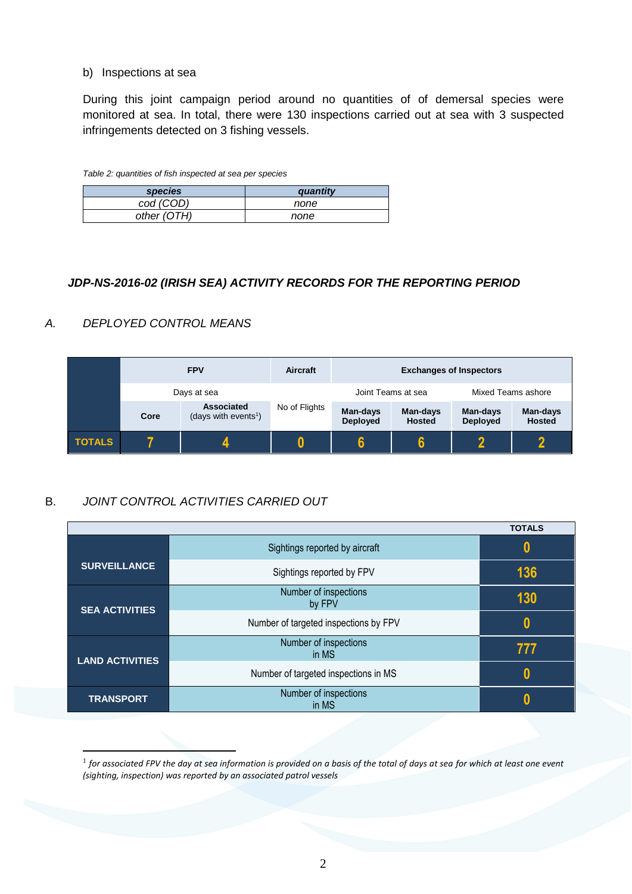b) Inspections at sea

During this joint campaign period around no quantities of of demersal species were monitored at sea. In total, there were 130 inspections carried out at sea with 3 suspected infringements detected on 3 fishing vessels.

*Table 2: quantities of fish inspected at sea per species*

| species | quantity |
|---|---|
| cod (COD) | none |
| other (OTH) | none |

### *JDP-NS-2016-02 (IRISH SEA) ACTIVITY RECORDS FOR THE REPORTING PERIOD*

#### A. *DEPLOYED CONTROL MEANS*

| | FPV | | Aircraft | Exchanges of Inspectors | | | |
|---|---|---|---|---|---|---|---|
| | Days at sea | | | Joint Teams at sea | | Mixed Teams ashore | |
| | Core | Associated (days with events[1]) | No of Flights | Man-days Deployed | Man-days Hosted | Man-days Deployed | Man-days Hosted |
| TOTALS | 7 | 4 | 0 | 6 | 6 | 2 | 2 |

#### B. *JOINT CONTROL ACTIVITIES CARRIED OUT*

| | | TOTALS |
|---|---|---|
| SURVEILLANCE | Sightings reported by aircraft | 0 |
| | Sightings reported by FPV | 136 |
| SEA ACTIVITIES | Number of inspections by FPV | 130 |
| | Number of targeted inspections by FPV | 0 |
| LAND ACTIVITIES | Number of inspections in MS | 777 |
| | Number of targeted inspections in MS | 0 |
| TRANSPORT | Number of inspections in MS | 0 |

[1] *for associated FPV the day at sea information is provided on a basis of the total of days at sea for which at least one event (sighting, inspection) was reported by an associated patrol vessels*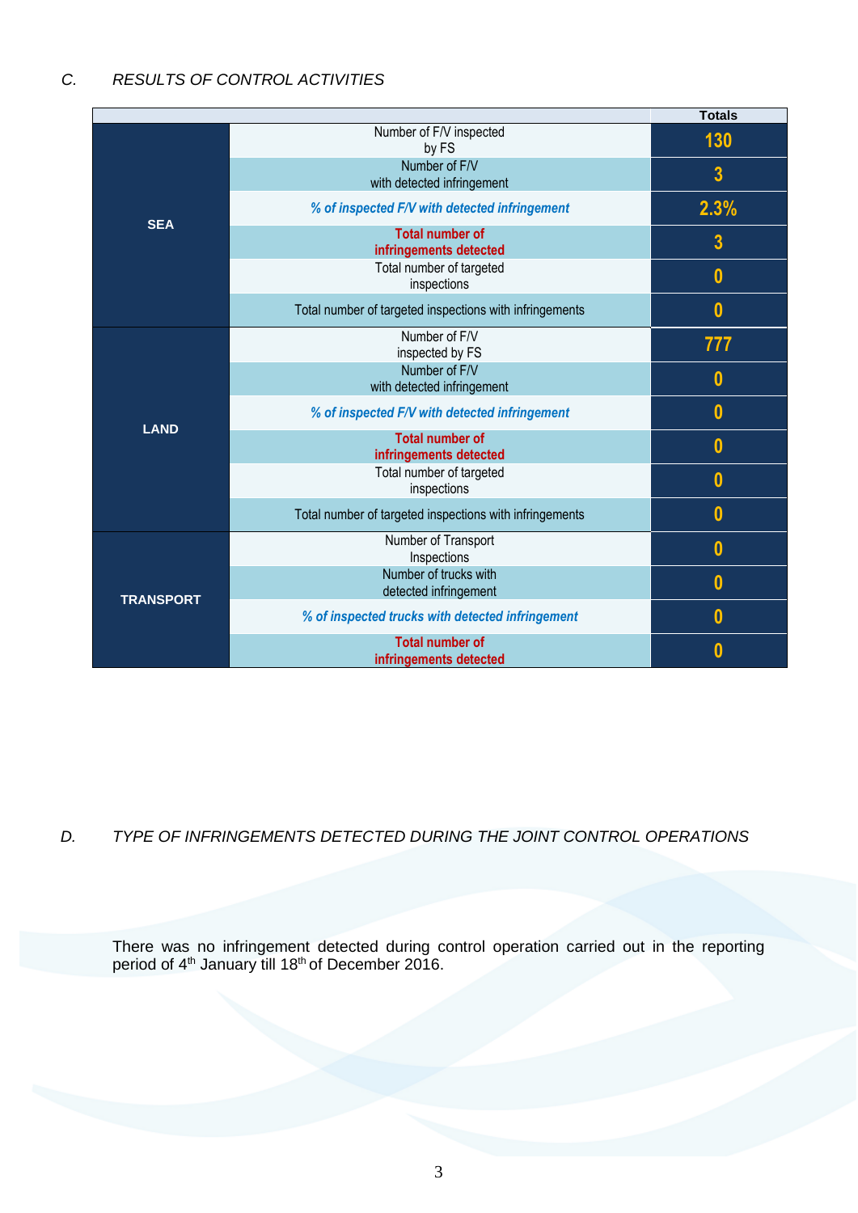*C. RESULTS OF CONTROL ACTIVITIES*

| | | Totals |
|---|---|---|
| SEA | Number of F/V inspected by FS | 130 |
| | Number of F/V with detected infringement | 3 |
| | *% of inspected F/V with detected infringement* | 2.3% |
| | **Total number of infringements detected** | 3 |
| | Total number of targeted inspections | 0 |
| | Total number of targeted inspections with infringements | 0 |
| LAND | Number of F/V inspected by FS | 777 |
| | Number of F/V with detected infringement | 0 |
| | *% of inspected F/V with detected infringement* | 0 |
| | **Total number of infringements detected** | 0 |
| | Total number of targeted inspections | 0 |
| | Total number of targeted inspections with infringements | 0 |
| TRANSPORT | Number of Transport Inspections | 0 |
| | Number of trucks with detected infringement | 0 |
| | *% of inspected trucks with detected infringement* | 0 |
| | **Total number of infringements detected** | 0 |

*D. TYPE OF INFRINGEMENTS DETECTED DURING THE JOINT CONTROL OPERATIONS*

There was no infringement detected during control operation carried out in the reporting period of 4th January till 18th of December 2016.